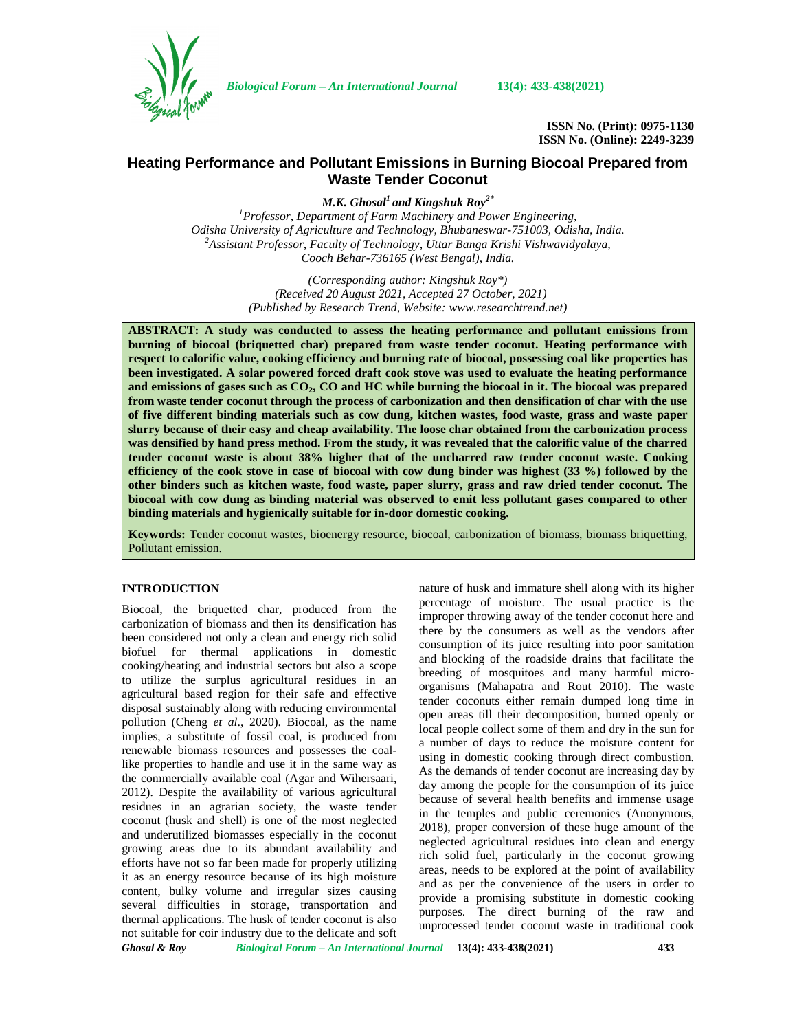ISSN No. (Print): 0975-1130
ISSN No. (Online): 2249-3239

# Heating Performance and Pollutant Emissions in Burning Biocoal Prepared from Waste Tender Coconut

***M.K. Ghosal[1] and Kingshuk Roy[2*]***

[1]Professor, Department of Farm Machinery and Power Engineering, Odisha University of Agriculture and Technology, Bhubaneswar-751003, Odisha, India.
[2]Assistant Professor, Faculty of Technology, Uttar Banga Krishi Vishwavidyalaya, Cooch Behar-736165 (West Bengal), India.

*(Corresponding author: Kingshuk Roy\*)*
*(Received 20 August 2021, Accepted 27 October, 2021)*
*(Published by Research Trend, Website: www.researchtrend.net)*

**ABSTRACT: A study was conducted to assess the heating performance and pollutant emissions from burning of biocoal (briquetted char) prepared from waste tender coconut. Heating performance with respect to calorific value, cooking efficiency and burning rate of biocoal, possessing coal like properties has been investigated. A solar powered forced draft cook stove was used to evaluate the heating performance and emissions of gases such as $CO_2$, CO and HC while burning the biocoal in it. The biocoal was prepared from waste tender coconut through the process of carbonization and then densification of char with the use of five different binding materials such as cow dung, kitchen wastes, food waste, grass and waste paper slurry because of their easy and cheap availability. The loose char obtained from the carbonization process was densified by hand press method. From the study, it was revealed that the calorific value of the charred tender coconut waste is about 38% higher that of the uncharred raw tender coconut waste. Cooking efficiency of the cook stove in case of biocoal with cow dung binder was highest (33 %) followed by the other binders such as kitchen waste, food waste, paper slurry, grass and raw dried tender coconut. The biocoal with cow dung as binding material was observed to emit less pollutant gases compared to other binding materials and hygienically suitable for in-door domestic cooking.**

**Keywords:** Tender coconut wastes, bioenergy resource, biocoal, carbonization of biomass, biomass briquetting, Pollutant emission.

## INTRODUCTION

Biocoal, the briquetted char, produced from the carbonization of biomass and then its densification has been considered not only a clean and energy rich solid biofuel for thermal applications in domestic cooking/heating and industrial sectors but also a scope to utilize the surplus agricultural residues in an agricultural based region for their safe and effective disposal sustainably along with reducing environmental pollution (Cheng *et al*., 2020). Biocoal, as the name implies, a substitute of fossil coal, is produced from renewable biomass resources and possesses the coal-like properties to handle and use it in the same way as the commercially available coal (Agar and Wihersaari, 2012). Despite the availability of various agricultural residues in an agrarian society, the waste tender coconut (husk and shell) is one of the most neglected and underutilized biomasses especially in the coconut growing areas due to its abundant availability and efforts have not so far been made for properly utilizing it as an energy resource because of its high moisture content, bulky volume and irregular sizes causing several difficulties in storage, transportation and thermal applications. The husk of tender coconut is also not suitable for coir industry due to the delicate and soft nature of husk and immature shell along with its higher percentage of moisture. The usual practice is the improper throwing away of the tender coconut here and there by the consumers as well as the vendors after consumption of its juice resulting into poor sanitation and blocking of the roadside drains that facilitate the breeding of mosquitoes and many harmful micro-organisms (Mahapatra and Rout 2010). The waste tender coconuts either remain dumped long time in open areas till their decomposition, burned openly or local people collect some of them and dry in the sun for a number of days to reduce the moisture content for using in domestic cooking through direct combustion. As the demands of tender coconut are increasing day by day among the people for the consumption of its juice because of several health benefits and immense usage in the temples and public ceremonies (Anonymous, 2018), proper conversion of these huge amount of the neglected agricultural residues into clean and energy rich solid fuel, particularly in the coconut growing areas, needs to be explored at the point of availability and as per the convenience of the users in order to provide a promising substitute in domestic cooking purposes. The direct burning of the raw and unprocessed tender coconut waste in traditional cook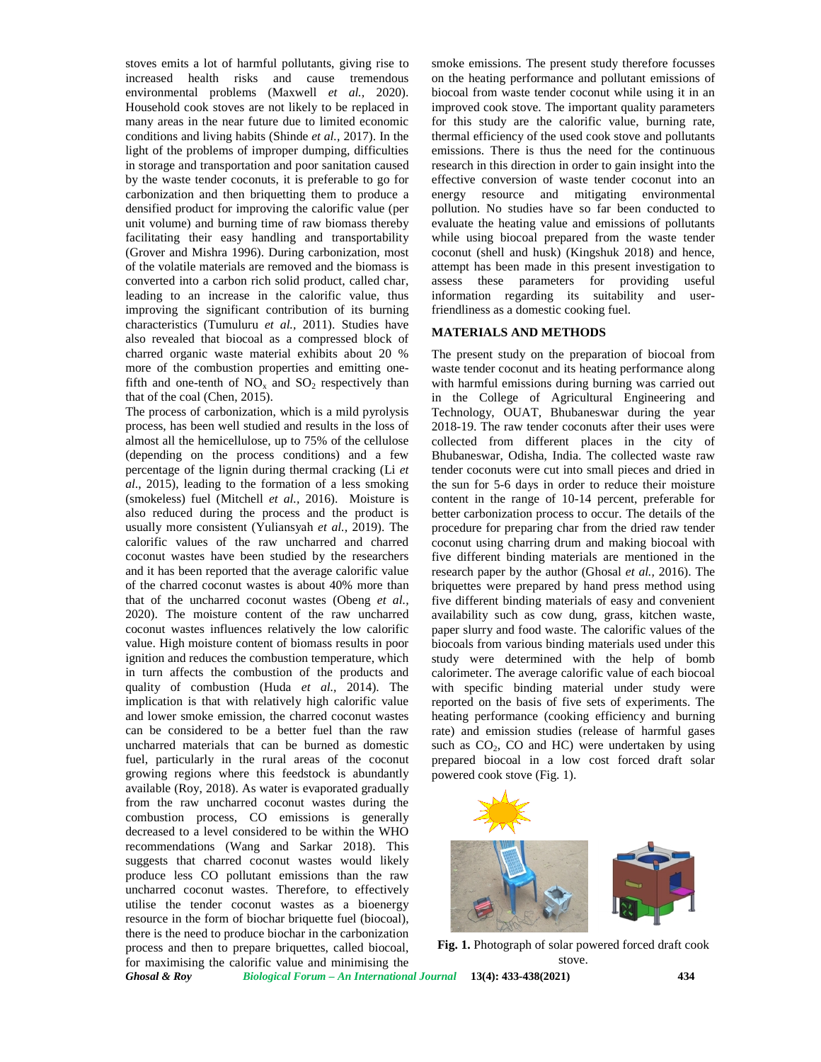stoves emits a lot of harmful pollutants, giving rise to increased health risks and cause tremendous environmental problems (Maxwell *et al.,* 2020). Household cook stoves are not likely to be replaced in many areas in the near future due to limited economic conditions and living habits (Shinde *et al.,* 2017). In the light of the problems of improper dumping, difficulties in storage and transportation and poor sanitation caused by the waste tender coconuts, it is preferable to go for carbonization and then briquetting them to produce a densified product for improving the calorific value (per unit volume) and burning time of raw biomass thereby facilitating their easy handling and transportability (Grover and Mishra 1996). During carbonization, most of the volatile materials are removed and the biomass is converted into a carbon rich solid product, called char, leading to an increase in the calorific value, thus improving the significant contribution of its burning characteristics (Tumuluru *et al.,* 2011). Studies have also revealed that biocoal as a compressed block of charred organic waste material exhibits about 20 % more of the combustion properties and emitting one-fifth and one-tenth of $NO_x$ and $SO_2$ respectively than that of the coal (Chen, 2015).

The process of carbonization, which is a mild pyrolysis process, has been well studied and results in the loss of almost all the hemicellulose, up to 75% of the cellulose (depending on the process conditions) and a few percentage of the lignin during thermal cracking (Li *et al.,* 2015), leading to the formation of a less smoking (smokeless) fuel (Mitchell *et al.,* 2016). Moisture is also reduced during the process and the product is usually more consistent (Yuliansyah *et al.,* 2019). The calorific values of the raw uncharred and charred coconut wastes have been studied by the researchers and it has been reported that the average calorific value of the charred coconut wastes is about 40% more than that of the uncharred coconut wastes (Obeng *et al.,* 2020). The moisture content of the raw uncharred coconut wastes influences relatively the low calorific value. High moisture content of biomass results in poor ignition and reduces the combustion temperature, which in turn affects the combustion of the products and quality of combustion (Huda *et al.,* 2014). The implication is that with relatively high calorific value and lower smoke emission, the charred coconut wastes can be considered to be a better fuel than the raw uncharred materials that can be burned as domestic fuel, particularly in the rural areas of the coconut growing regions where this feedstock is abundantly available (Roy, 2018). As water is evaporated gradually from the raw uncharred coconut wastes during the combustion process, CO emissions is generally decreased to a level considered to be within the WHO recommendations (Wang and Sarkar 2018). This suggests that charred coconut wastes would likely produce less CO pollutant emissions than the raw uncharred coconut wastes. Therefore, to effectively utilise the tender coconut wastes as a bioenergy resource in the form of biochar briquette fuel (biocoal), there is the need to produce biochar in the carbonization process and then to prepare briquettes, called biocoal, for maximising the calorific value and minimising the smoke emissions. The present study therefore focusses on the heating performance and pollutant emissions of biocoal from waste tender coconut while using it in an improved cook stove. The important quality parameters for this study are the calorific value, burning rate, thermal efficiency of the used cook stove and pollutants emissions. There is thus the need for the continuous research in this direction in order to gain insight into the effective conversion of waste tender coconut into an energy resource and mitigating environmental pollution. No studies have so far been conducted to evaluate the heating value and emissions of pollutants while using biocoal prepared from the waste tender coconut (shell and husk) (Kingshuk 2018) and hence, attempt has been made in this present investigation to assess these parameters for providing useful information regarding its suitability and user-friendliness as a domestic cooking fuel.

## MATERIALS AND METHODS

The present study on the preparation of biocoal from waste tender coconut and its heating performance along with harmful emissions during burning was carried out in the College of Agricultural Engineering and Technology, OUAT, Bhubaneswar during the year 2018-19. The raw tender coconuts after their uses were collected from different places in the city of Bhubaneswar, Odisha, India. The collected waste raw tender coconuts were cut into small pieces and dried in the sun for 5-6 days in order to reduce their moisture content in the range of 10-14 percent, preferable for better carbonization process to occur. The details of the procedure for preparing char from the dried raw tender coconut using charring drum and making biocoal with five different binding materials are mentioned in the research paper by the author (Ghosal *et al.,* 2016). The briquettes were prepared by hand press method using five different binding materials of easy and convenient availability such as cow dung, grass, kitchen waste, paper slurry and food waste. The calorific values of the biocoals from various binding materials used under this study were determined with the help of bomb calorimeter. The average calorific value of each biocoal with specific binding material under study were reported on the basis of five sets of experiments. The heating performance (cooking efficiency and burning rate) and emission studies (release of harmful gases such as $CO_2$, CO and HC) were undertaken by using prepared biocoal in a low cost forced draft solar powered cook stove (Fig. 1).

**Fig. 1.** Photograph of solar powered forced draft cook stove.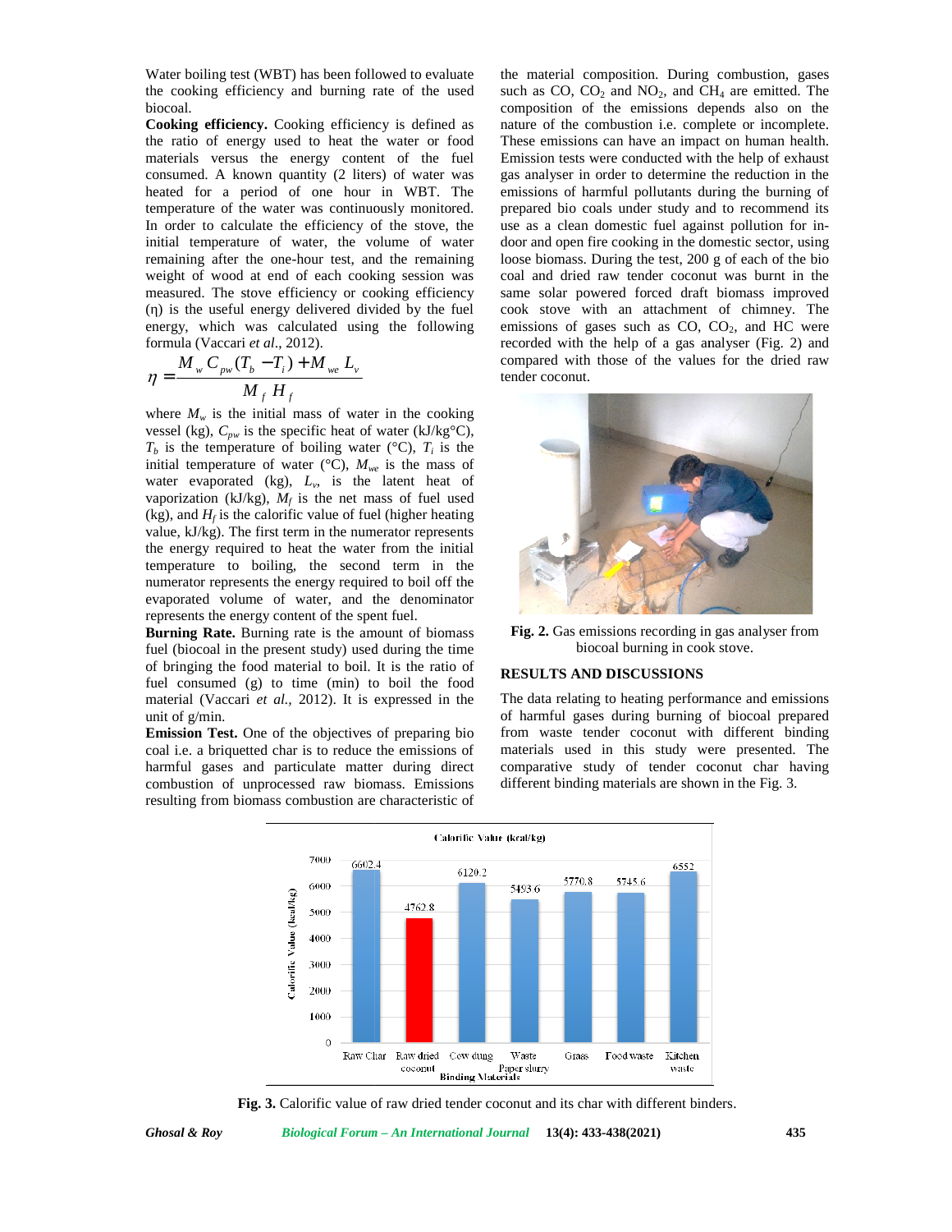Water boiling test (WBT) has been followed to evaluate the cooking efficiency and burning rate of the used biocoal.

**Cooking efficiency.** Cooking efficiency is defined as the ratio of energy used to heat the water or food materials versus the energy content of the fuel consumed. A known quantity (2 liters) of water was heated for a period of one hour in WBT. The temperature of the water was continuously monitored. In order to calculate the efficiency of the stove, the initial temperature of water, the volume of water remaining after the one-hour test, and the remaining weight of wood at end of each cooking session was measured. The stove efficiency or cooking efficiency (η) is the useful energy delivered divided by the fuel energy, which was calculated using the following formula (Vaccari *et al*., 2012).

$$\eta = \frac{M_w C_{pw}(T_b - T_i) + M_{we} L_v}{M_f H_f}$$

where $M_w$ is the initial mass of water in the cooking vessel (kg), $C_{pw}$ is the specific heat of water (kJ/kg°C), $T_b$ is the temperature of boiling water (°C), $T_i$ is the initial temperature of water (°C), $M_{we}$ is the mass of water evaporated (kg), $L_v$, is the latent heat of vaporization (kJ/kg), $M_f$ is the net mass of fuel used (kg), and $H_f$ is the calorific value of fuel (higher heating value, kJ/kg). The first term in the numerator represents the energy required to heat the water from the initial temperature to boiling, the second term in the numerator represents the energy required to boil off the evaporated volume of water, and the denominator represents the energy content of the spent fuel.

**Burning Rate.** Burning rate is the amount of biomass fuel (biocoal in the present study) used during the time of bringing the food material to boil. It is the ratio of fuel consumed (g) to time (min) to boil the food material (Vaccari *et al.,* 2012). It is expressed in the unit of g/min.

**Emission Test.** One of the objectives of preparing bio coal i.e. a briquetted char is to reduce the emissions of harmful gases and particulate matter during direct combustion of unprocessed raw biomass. Emissions resulting from biomass combustion are characteristic of the material composition. During combustion, gases such as CO, $CO_2$ and $NO_2$, and $CH_4$ are emitted. The composition of the emissions depends also on the nature of the combustion i.e. complete or incomplete. These emissions can have an impact on human health. Emission tests were conducted with the help of exhaust gas analyser in order to determine the reduction in the emissions of harmful pollutants during the burning of prepared bio coals under study and to recommend its use as a clean domestic fuel against pollution for in-door and open fire cooking in the domestic sector, using loose biomass. During the test, 200 g of each of the bio coal and dried raw tender coconut was burnt in the same solar powered forced draft biomass improved cook stove with an attachment of chimney. The emissions of gases such as CO, $CO_2$, and HC were recorded with the help of a gas analyser (Fig. 2) and compared with those of the values for the dried raw tender coconut.

**Fig. 2.** Gas emissions recording in gas analyser from biocoal burning in cook stove.

## RESULTS AND DISCUSSIONS

The data relating to heating performance and emissions of harmful gases during burning of biocoal prepared from waste tender coconut with different binding materials used in this study were presented. The comparative study of tender coconut char having different binding materials are shown in the Fig. 3.

**Fig. 3.** Calorific value of raw dried tender coconut and its char with different binders.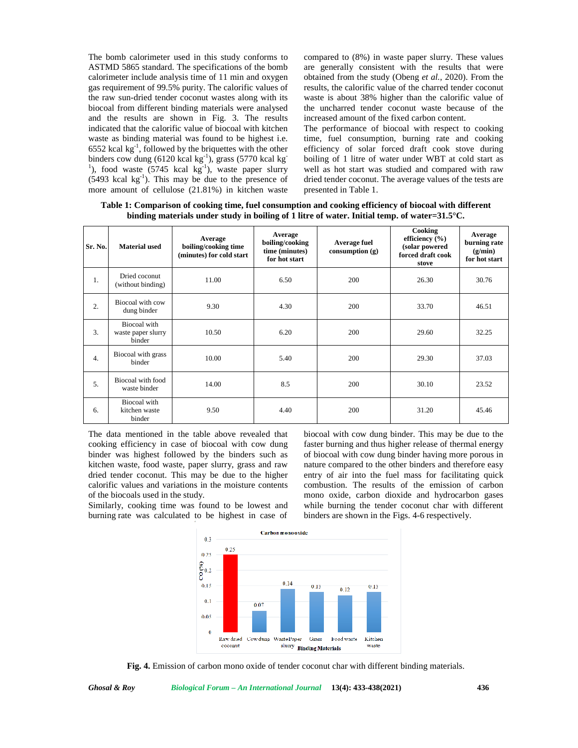The bomb calorimeter used in this study conforms to ASTMD 5865 standard. The specifications of the bomb calorimeter include analysis time of 11 min and oxygen gas requirement of 99.5% purity. The calorific values of the raw sun-dried tender coconut wastes along with its biocoal from different binding materials were analysed and the results are shown in Fig. 3. The results indicated that the calorific value of biocoal with kitchen waste as binding material was found to be highest i.e. 6552 kcal $kg^{-1}$, followed by the briquettes with the other binders cow dung (6120 kcal $kg^{-1}$), grass (5770 kcal $kg^{-1}$), food waste (5745 kcal $kg^{-1}$), waste paper slurry (5493 kcal $kg^{-1}$). This may be due to the presence of more amount of cellulose (21.81%) in kitchen waste compared to (8%) in waste paper slurry. These values are generally consistent with the results that were obtained from the study (Obeng *et al.,* 2020). From the results, the calorific value of the charred tender coconut waste is about 38% higher than the calorific value of the uncharred tender coconut waste because of the increased amount of the fixed carbon content.

The performance of biocoal with respect to cooking time, fuel consumption, burning rate and cooking efficiency of solar forced draft cook stove during boiling of 1 litre of water under WBT at cold start as well as hot start was studied and compared with raw dried tender coconut. The average values of the tests are presented in Table 1.

**Table 1: Comparison of cooking time, fuel consumption and cooking efficiency of biocoal with different binding materials under study in boiling of 1 litre of water. Initial temp. of water=31.5°C.**

| Sr. No. | Material used | Average boiling/cooking time (minutes) for cold start | Average boiling/cooking time (minutes) for hot start | Average fuel consumption (g) | Cooking efficiency (%) (solar powered forced draft cook stove | Average burning rate (g/min) for hot start |
|---|---|---|---|---|---|---|
| 1. | Dried coconut (without binding) | 11.00 | 6.50 | 200 | 26.30 | 30.76 |
| 2. | Biocoal with cow dung binder | 9.30 | 4.30 | 200 | 33.70 | 46.51 |
| 3. | Biocoal with waste paper slurry binder | 10.50 | 6.20 | 200 | 29.60 | 32.25 |
| 4. | Biocoal with grass binder | 10.00 | 5.40 | 200 | 29.30 | 37.03 |
| 5. | Biocoal with food waste binder | 14.00 | 8.5 | 200 | 30.10 | 23.52 |
| 6. | Biocoal with kitchen waste binder | 9.50 | 4.40 | 200 | 31.20 | 45.46 |

The data mentioned in the table above revealed that cooking efficiency in case of biocoal with cow dung binder was highest followed by the binders such as kitchen waste, food waste, paper slurry, grass and raw dried tender coconut. This may be due to the higher calorific values and variations in the moisture contents of the biocoals used in the study.

Similarly, cooking time was found to be lowest and burning rate was calculated to be highest in case of biocoal with cow dung binder. This may be due to the faster burning and thus higher release of thermal energy of biocoal with cow dung binder having more porous in nature compared to the other binders and therefore easy entry of air into the fuel mass for facilitating quick combustion. The results of the emission of carbon mono oxide, carbon dioxide and hydrocarbon gases while burning the tender coconut char with different binders are shown in the Figs. 4-6 respectively.

**Fig. 4.** Emission of carbon mono oxide of tender coconut char with different binding materials.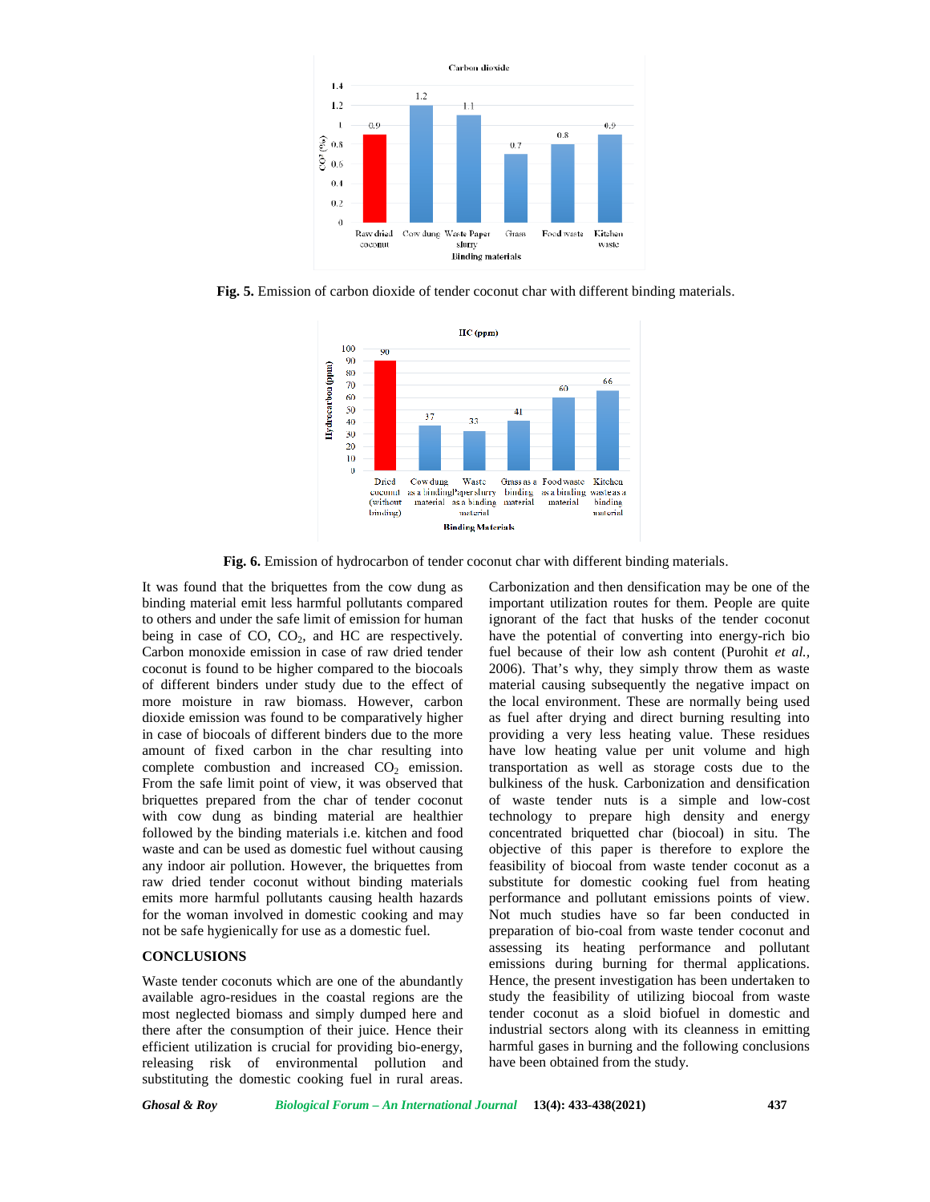Fig. 5. Emission of carbon dioxide of tender coconut char with different binding materials.

Fig. 6. Emission of hydrocarbon of tender coconut char with different binding materials.

It was found that the briquettes from the cow dung as binding material emit less harmful pollutants compared to others and under the safe limit of emission for human being in case of CO, $CO_2$, and HC are respectively. Carbon monoxide emission in case of raw dried tender coconut is found to be higher compared to the biocoals of different binders under study due to the effect of more moisture in raw biomass. However, carbon dioxide emission was found to be comparatively higher in case of biocoals of different binders due to the more amount of fixed carbon in the char resulting into complete combustion and increased $CO_2$ emission. From the safe limit point of view, it was observed that briquettes prepared from the char of tender coconut with cow dung as binding material are healthier followed by the binding materials i.e. kitchen and food waste and can be used as domestic fuel without causing any indoor air pollution. However, the briquettes from raw dried tender coconut without binding materials emits more harmful pollutants causing health hazards for the woman involved in domestic cooking and may not be safe hygienically for use as a domestic fuel.

## CONCLUSIONS

Waste tender coconuts which are one of the abundantly available agro-residues in the coastal regions are the most neglected biomass and simply dumped here and there after the consumption of their juice. Hence their efficient utilization is crucial for providing bio-energy, releasing risk of environmental pollution and substituting the domestic cooking fuel in rural areas. Carbonization and then densification may be one of the important utilization routes for them. People are quite ignorant of the fact that husks of the tender coconut have the potential of converting into energy-rich bio fuel because of their low ash content (Purohit *et al.*, 2006). That's why, they simply throw them as waste material causing subsequently the negative impact on the local environment. These are normally being used as fuel after drying and direct burning resulting into providing a very less heating value. These residues have low heating value per unit volume and high transportation as well as storage costs due to the bulkiness of the husk. Carbonization and densification of waste tender nuts is a simple and low-cost technology to prepare high density and energy concentrated briquetted char (biocoal) in situ. The objective of this paper is therefore to explore the feasibility of biocoal from waste tender coconut as a substitute for domestic cooking fuel from heating performance and pollutant emissions points of view. Not much studies have so far been conducted in preparation of bio-coal from waste tender coconut and assessing its heating performance and pollutant emissions during burning for thermal applications. Hence, the present investigation has been undertaken to study the feasibility of utilizing biocoal from waste tender coconut as a sloid biofuel in domestic and industrial sectors along with its cleanness in emitting harmful gases in burning and the following conclusions have been obtained from the study.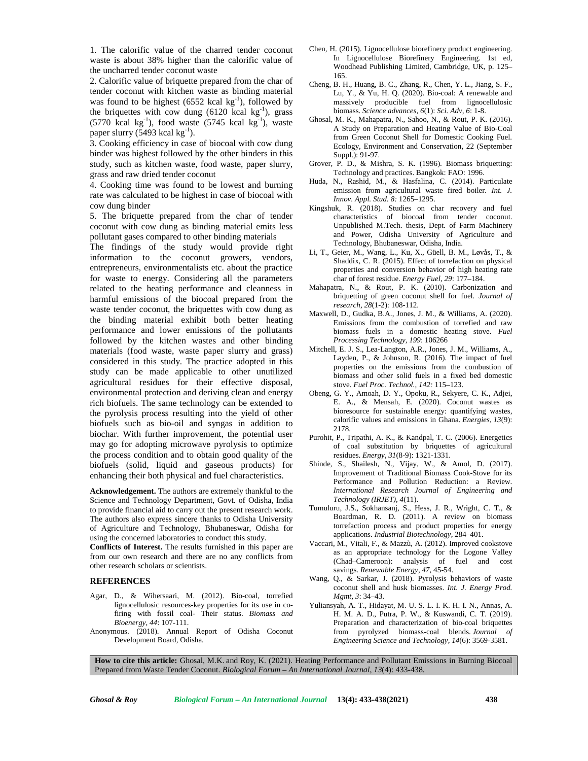1. The calorific value of the charred tender coconut waste is about 38% higher than the calorific value of the uncharred tender coconut waste

2. Calorific value of briquette prepared from the char of tender coconut with kitchen waste as binding material was found to be highest (6552 kcal $kg^{-1}$), followed by the briquettes with cow dung (6120 kcal $kg^{-1}$), grass (5770 kcal $kg^{-1}$), food waste (5745 kcal $kg^{-1}$), waste paper slurry (5493 kcal $kg^{-1}$).

3. Cooking efficiency in case of biocoal with cow dung binder was highest followed by the other binders in this study, such as kitchen waste, food waste, paper slurry, grass and raw dried tender coconut

4. Cooking time was found to be lowest and burning rate was calculated to be highest in case of biocoal with cow dung binder

5. The briquette prepared from the char of tender coconut with cow dung as binding material emits less pollutant gases compared to other binding materials

The findings of the study would provide right information to the coconut growers, vendors, entrepreneurs, environmentalists etc. about the practice for waste to energy. Considering all the parameters related to the heating performance and cleanness in harmful emissions of the biocoal prepared from the waste tender coconut, the briquettes with cow dung as the binding material exhibit both better heating performance and lower emissions of the pollutants followed by the kitchen wastes and other binding materials (food waste, waste paper slurry and grass) considered in this study. The practice adopted in this study can be made applicable to other unutilized agricultural residues for their effective disposal, environmental protection and deriving clean and energy rich biofuels. The same technology can be extended to the pyrolysis process resulting into the yield of other biofuels such as bio-oil and syngas in addition to biochar. With further improvement, the potential user may go for adopting microwave pyrolysis to optimize the process condition and to obtain good quality of the biofuels (solid, liquid and gaseous products) for enhancing their both physical and fuel characteristics.

**Acknowledgement.** The authors are extremely thankful to the Science and Technology Department, Govt. of Odisha, India to provide financial aid to carry out the present research work. The authors also express sincere thanks to Odisha University of Agriculture and Technology, Bhubaneswar, Odisha for using the concerned laboratories to conduct this study.

**Conflicts of Interest.** The results furnished in this paper are from our own research and there are no any conflicts from other research scholars or scientists.

## REFERENCES

Agar, D., & Wihersaari, M. (2012). Bio-coal, torrefied lignocellulosic resources-key properties for its use in co-firing with fossil coal- Their status. *Biomass and Bioenergy*, *44*: 107-111.

Anonymous. (2018). Annual Report of Odisha Coconut Development Board, Odisha.

Chen, H. (2015). Lignocellulose biorefinery product engineering. In Lignocellulose Biorefinery Engineering. 1st ed, Woodhead Publishing Limited, Cambridge, UK, p. 125–165.

Cheng, B. H., Huang, B. C., Zhang, R., Chen, Y. L., Jiang, S. F., Lu, Y., & Yu, H. Q. (2020). Bio-coal: A renewable and massively producible fuel from lignocellulosic biomass. *Science advances*, *6*(1): *Sci. Adv, 6*: 1-8.

Ghosal, M. K., Mahapatra, N., Sahoo, N., & Rout, P. K. (2016). A Study on Preparation and Heating Value of Bio-Coal from Green Coconut Shell for Domestic Cooking Fuel. Ecology, Environment and Conservation, 22 (September Suppl.): 91-97.

Grover, P. D., & Mishra, S. K. (1996). Biomass briquetting: Technology and practices. Bangkok: FAO: 1996.

Huda, N., Rashid, M., & Hasfalina, C. (2014). Particulate emission from agricultural waste fired boiler. *Int. J. Innov. Appl. Stud. 8:* 1265–1295.

Kingshuk, R. (2018). Studies on char recovery and fuel characteristics of biocoal from tender coconut. Unpublished M.Tech. thesis, Dept. of Farm Machinery and Power, Odisha University of Agriculture and Technology, Bhubaneswar, Odisha, India.

Li, T., Geier, M., Wang, L., Ku, X., Güell, B. M., Løvås, T., & Shaddix, C. R. (2015). Effect of torrefaction on physical properties and conversion behavior of high heating rate char of forest residue. *Energy Fuel*, *29*: 177–184.

Mahapatra, N., & Rout, P. K. (2010). Carbonization and briquetting of green coconut shell for fuel. *Journal of research*, *28*(1-2): 108-112.

Maxwell, D., Gudka, B.A., Jones, J. M., & Williams, A. (2020). Emissions from the combustion of torrefied and raw biomass fuels in a domestic heating stove. *Fuel Processing Technology*, *199*: 106266

Mitchell, E. J. S., Lea-Langton, A.R., Jones, J. M., Williams, A., Layden, P., & Johnson, R. (2016). The impact of fuel properties on the emissions from the combustion of biomass and other solid fuels in a fixed bed domestic stove. *Fuel Proc. Technol., 142:* 115–123.

Obeng, G. Y., Amoah, D. Y., Opoku, R., Sekyere, C. K., Adjei, E. A., & Mensah, E. (2020). Coconut wastes as bioresource for sustainable energy: quantifying wastes, calorific values and emissions in Ghana. *Energies*, *13*(9): 2178.

Purohit, P., Tripathi, A. K., & Kandpal, T. C. (2006). Energetics of coal substitution by briquettes of agricultural residues. *Energy*, *31*(8-9): 1321-1331.

Shinde, S., Shailesh, N., Vijay, W., & Amol, D. (2017). Improvement of Traditional Biomass Cook-Stove for its Performance and Pollution Reduction: a Review. *International Research Journal of Engineering and Technology (IRJET), 4*(11).

Tumuluru, J.S., Sokhansanj, S., Hess, J. R., Wright, C. T., & Boardman, R. D. (2011). A review on biomass torrefaction process and product properties for energy applications. *Industrial Biotechnology*, 284–401.

Vaccari, M., Vitali, F., & Mazzù, A. (2012). Improved cookstove as an appropriate technology for the Logone Valley (Chad–Cameroon): analysis of fuel and cost savings. *Renewable Energy*, *47*, 45-54.

Wang, Q., & Sarkar, J. (2018). Pyrolysis behaviors of waste coconut shell and husk biomasses. *Int. J. Energy Prod. Mgmt, 3*: 34–43.

Yuliansyah, A. T., Hidayat, M. U. S. L. I. K. H. I. N., Annas, A. H. M. A. D., Putra, P. W., & Kuswandi, C. T. (2019). Preparation and characterization of bio-coal briquettes from pyrolyzed biomass-coal blends. *Journal of Engineering Science and Technology, 14*(6): 3569-3581.

**How to cite this article:** Ghosal, M.K. and Roy, K. (2021). Heating Performance and Pollutant Emissions in Burning Biocoal Prepared from Waste Tender Coconut. *Biological Forum – An International Journal*, *13*(4): 433-438.